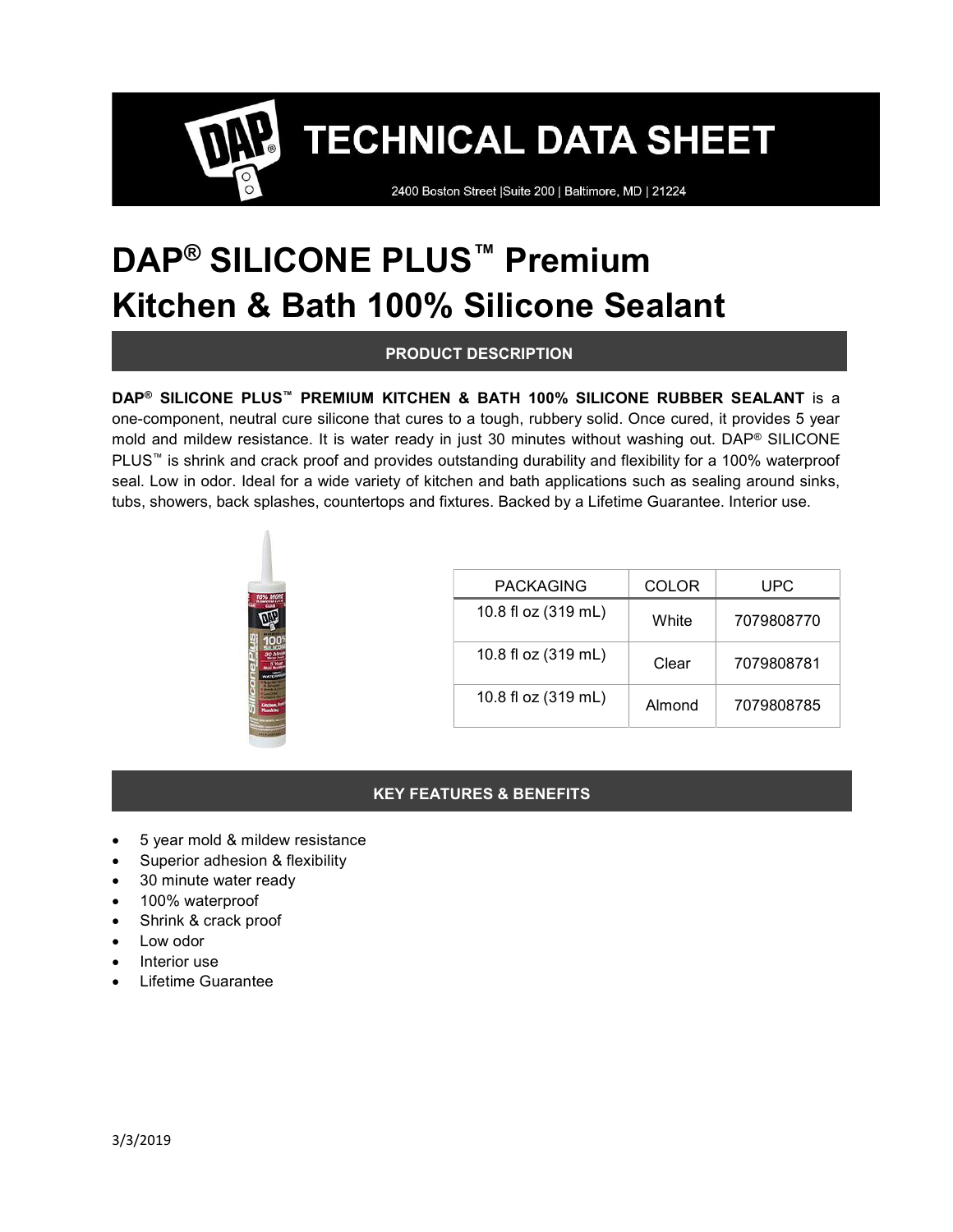# TECHNICAL DATA SHEET

2400 Boston Street |Suite 200 | Baltimore, MD | 21224

# DAP® SILICONE PLUS™ Premium Kitchen & Bath 100% Silicone Sealant

## PRODUCT DESCRIPTION

**DAP® SILICONE PLUS™ PREMIUM KITCHEN & BATH 100% SILICONE RUBBER SEALANT** is a one-component, neutral cure silicone that cures to a tough, rubbery solid. Once cured, it provides 5 year mold and mildew resistance. It is water ready in just 30 minutes without washing out. DAP® SILICONE PLUS™ is shrink and crack proof and provides outstanding durability and flexibility for a 100% waterproof seal. Low in odor. Ideal for a wide variety of kitchen and bath applications such as sealing around sinks, tubs, showers, back splashes, countertops and fixtures. Backed by a Lifetime Guarantee. Interior use.

| PACKAGING | COLOR | UPC |
| --- | --- | --- |
| 10.8 fl oz (319 mL) | White | 7079808770 |
| 10.8 fl oz (319 mL) | Clear | 7079808781 |
| 10.8 fl oz (319 mL) | Almond | 7079808785 |

## KEY FEATURES & BENEFITS

- 5 year mold & mildew resistance
- Superior adhesion & flexibility
- 30 minute water ready
- 100% waterproof
- Shrink & crack proof
- Low odor
- Interior use
- Lifetime Guarantee

3/3/2019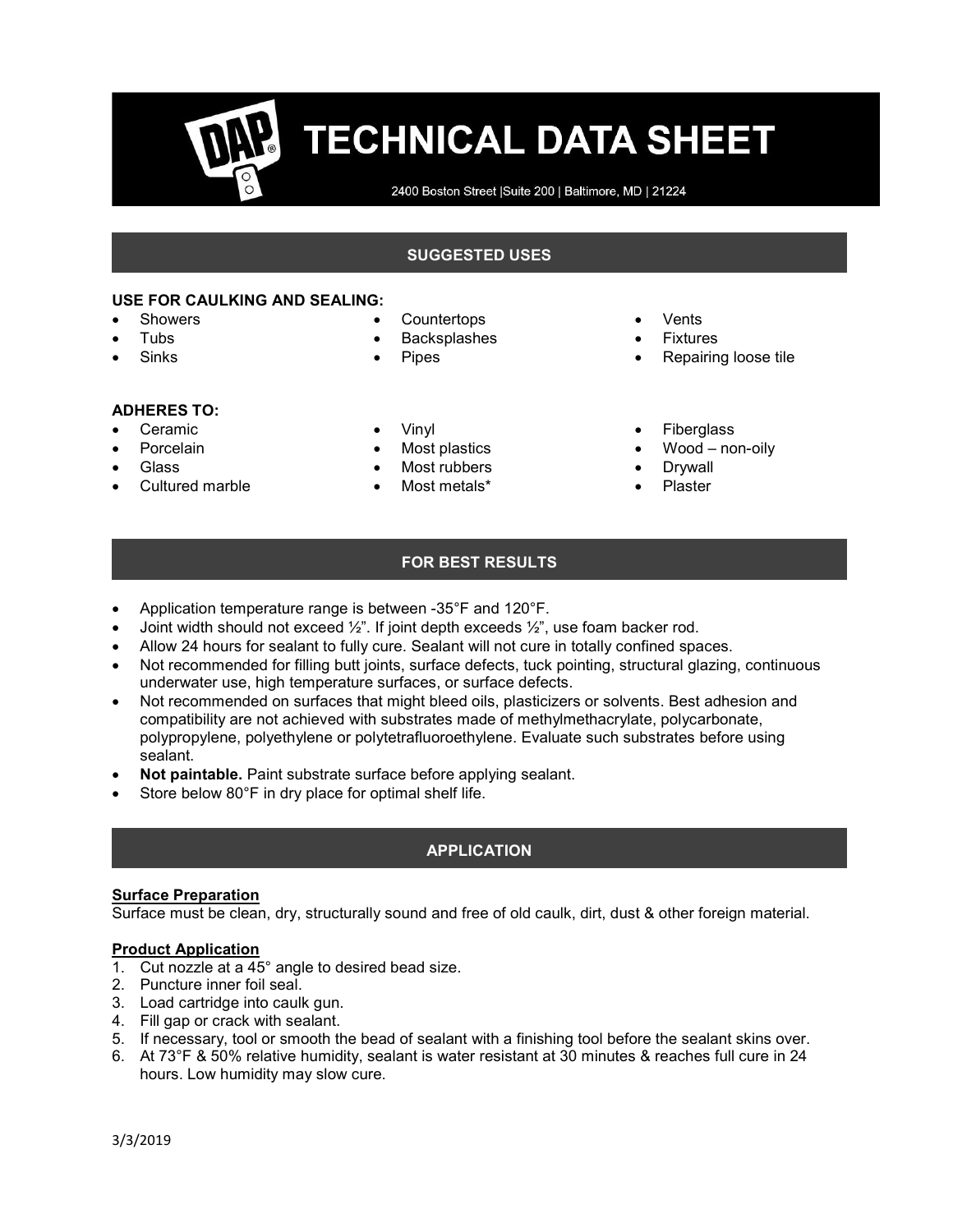# TECHNICAL DATA SHEET

2400 Boston Street |Suite 200 | Baltimore, MD | 21224

## SUGGESTED USES

**USE FOR CAULKING AND SEALING:**

- Showers
- Tubs
- Sinks
- Countertops
- Backsplashes
- Pipes
- Vents
- Fixtures
- Repairing loose tile

**ADHERES TO:**

- Ceramic
- Porcelain
- Glass
- Cultured marble
- Vinyl
- Most plastics
- Most rubbers
- Most metals*
- Fiberglass
- Wood – non-oily
- Drywall
- Plaster

## FOR BEST RESULTS

- Application temperature range is between -35°F and 120°F.
- Joint width should not exceed ½". If joint depth exceeds ½", use foam backer rod.
- Allow 24 hours for sealant to fully cure. Sealant will not cure in totally confined spaces.
- Not recommended for filling butt joints, surface defects, tuck pointing, structural glazing, continuous underwater use, high temperature surfaces, or surface defects.
- Not recommended on surfaces that might bleed oils, plasticizers or solvents. Best adhesion and compatibility are not achieved with substrates made of methylmethacrylate, polycarbonate, polypropylene, polyethylene or polytetrafluoroethylene. Evaluate such substrates before using sealant.
- **Not paintable.** Paint substrate surface before applying sealant.
- Store below 80°F in dry place for optimal shelf life.

## APPLICATION

**Surface Preparation**

Surface must be clean, dry, structurally sound and free of old caulk, dirt, dust & other foreign material.

**Product Application**

1. Cut nozzle at a 45° angle to desired bead size.
2. Puncture inner foil seal.
3. Load cartridge into caulk gun.
4. Fill gap or crack with sealant.
5. If necessary, tool or smooth the bead of sealant with a finishing tool before the sealant skins over.
6. At 73°F & 50% relative humidity, sealant is water resistant at 30 minutes & reaches full cure in 24 hours. Low humidity may slow cure.

3/3/2019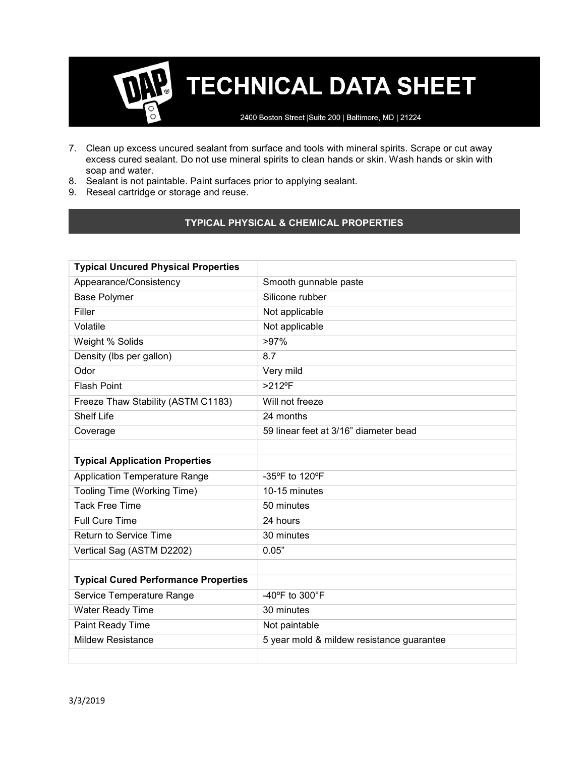7. Clean up excess uncured sealant from surface and tools with mineral spirits. Scrape or cut away excess cured sealant. Do not use mineral spirits to clean hands or skin. Wash hands or skin with soap and water.
8. Sealant is not paintable. Paint surfaces prior to applying sealant.
9. Reseal cartridge or storage and reuse.

## TYPICAL PHYSICAL & CHEMICAL PROPERTIES

| **Typical Uncured Physical Properties** | |
|---|---|
| Appearance/Consistency | Smooth gunnable paste |
| Base Polymer | Silicone rubber |
| Filler | Not applicable |
| Volatile | Not applicable |
| Weight % Solids | >97% |
| Density (lbs per gallon) | 8.7 |
| Odor | Very mild |
| Flash Point | >212ºF |
| Freeze Thaw Stability (ASTM C1183) | Will not freeze |
| Shelf Life | 24 months |
| Coverage | 59 linear feet at 3/16" diameter bead |
| | |
| **Typical Application Properties** | |
| Application Temperature Range | -35ºF to 120ºF |
| Tooling Time (Working Time) | 10-15 minutes |
| Tack Free Time | 50 minutes |
| Full Cure Time | 24 hours |
| Return to Service Time | 30 minutes |
| Vertical Sag (ASTM D2202) | 0.05" |
| | |
| **Typical Cured Performance Properties** | |
| Service Temperature Range | -40ºF to 300°F |
| Water Ready Time | 30 minutes |
| Paint Ready Time | Not paintable |
| Mildew Resistance | 5 year mold & mildew resistance guarantee |
| | |

3/3/2019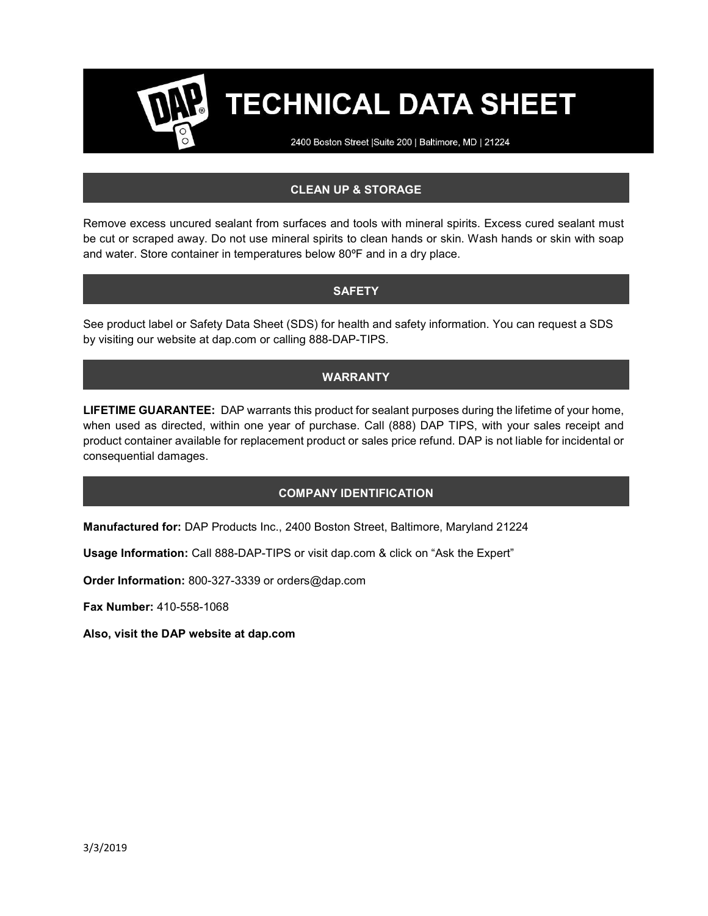## CLEAN UP & STORAGE

Remove excess uncured sealant from surfaces and tools with mineral spirits. Excess cured sealant must be cut or scraped away. Do not use mineral spirits to clean hands or skin. Wash hands or skin with soap and water. Store container in temperatures below 80ºF and in a dry place.

## SAFETY

See product label or Safety Data Sheet (SDS) for health and safety information. You can request a SDS by visiting our website at dap.com or calling 888-DAP-TIPS.

## WARRANTY

**LIFETIME GUARANTEE:** DAP warrants this product for sealant purposes during the lifetime of your home, when used as directed, within one year of purchase. Call (888) DAP TIPS, with your sales receipt and product container available for replacement product or sales price refund. DAP is not liable for incidental or consequential damages.

## COMPANY IDENTIFICATION

**Manufactured for:** DAP Products Inc., 2400 Boston Street, Baltimore, Maryland 21224

**Usage Information:** Call 888-DAP-TIPS or visit dap.com & click on "Ask the Expert"

**Order Information:** 800-327-3339 or orders@dap.com

**Fax Number:** 410-558-1068

**Also, visit the DAP website at dap.com**

3/3/2019